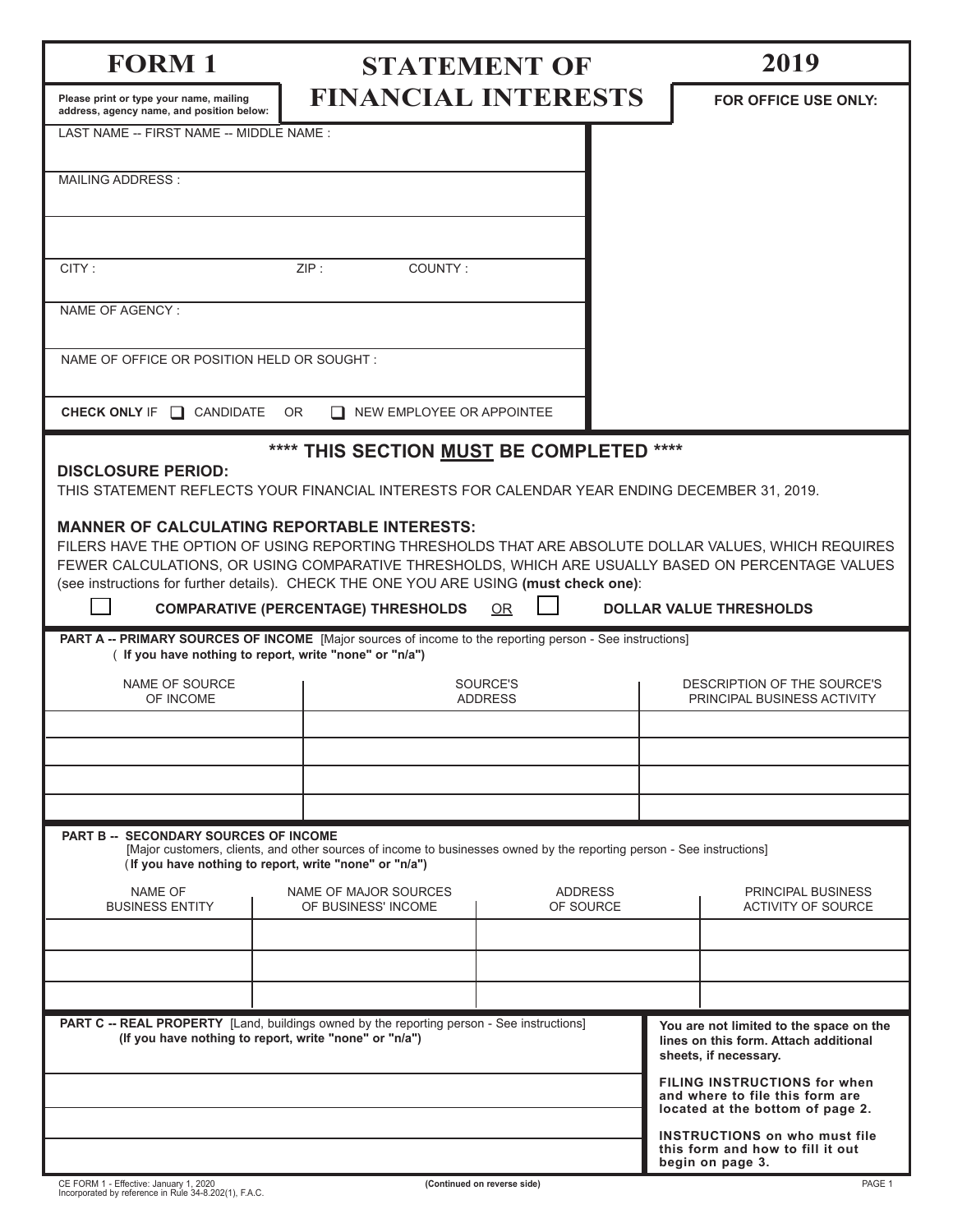# FORM 1 — STATEMENT OF FINANCIAL INTERESTS — 2019

**Please print or type your name, mailing address, agency name, and position below:**

**FOR OFFICE USE ONLY:**

LAST NAME -- FIRST NAME -- MIDDLE NAME :

MAILING ADDRESS :

CITY : ZIP : COUNTY :

NAME OF AGENCY :

NAME OF OFFICE OR POSITION HELD OR SOUGHT :

**CHECK ONLY** IF ☐ CANDIDATE OR ☐ NEW EMPLOYEE OR APPOINTEE

## **** THIS SECTION MUST BE COMPLETED ****

**DISCLOSURE PERIOD:**

THIS STATEMENT REFLECTS YOUR FINANCIAL INTERESTS FOR CALENDAR YEAR ENDING DECEMBER 31, 2019.

**MANNER OF CALCULATING REPORTABLE INTERESTS:**

FILERS HAVE THE OPTION OF USING REPORTING THRESHOLDS THAT ARE ABSOLUTE DOLLAR VALUES, WHICH REQUIRES FEWER CALCULATIONS, OR USING COMPARATIVE THRESHOLDS, WHICH ARE USUALLY BASED ON PERCENTAGE VALUES (see instructions for further details). CHECK THE ONE YOU ARE USING **(must check one)**:

☐ **COMPARATIVE (PERCENTAGE) THRESHOLDS** OR ☐ **DOLLAR VALUE THRESHOLDS**

**PART A -- PRIMARY SOURCES OF INCOME** [Major sources of income to the reporting person - See instructions]
**(If you have nothing to report, write "none" or "n/a")**

| NAME OF SOURCE OF INCOME | SOURCE'S ADDRESS | DESCRIPTION OF THE SOURCE'S PRINCIPAL BUSINESS ACTIVITY |
|---|---|---|
| | | |
| | | |
| | | |
| | | |

**PART B -- SECONDARY SOURCES OF INCOME**
[Major customers, clients, and other sources of income to businesses owned by the reporting person - See instructions]
**(If you have nothing to report, write "none" or "n/a")**

| NAME OF BUSINESS ENTITY | NAME OF MAJOR SOURCES OF BUSINESS' INCOME | ADDRESS OF SOURCE | PRINCIPAL BUSINESS ACTIVITY OF SOURCE |
|---|---|---|---|
| | | | |
| | | | |
| | | | |

**PART C -- REAL PROPERTY** [Land, buildings owned by the reporting person - See instructions]
**(If you have nothing to report, write "none" or "n/a")**

**You are not limited to the space on the lines on this form. Attach additional sheets, if necessary.**

**FILING INSTRUCTIONS for when and where to file this form are located at the bottom of page 2.**

**INSTRUCTIONS on who must file this form and how to fill it out begin on page 3.**

CE FORM 1 - Effective: January 1, 2020
Incorporated by reference in Rule 34-8.202(1), F.A.C.

**(Continued on reverse side)**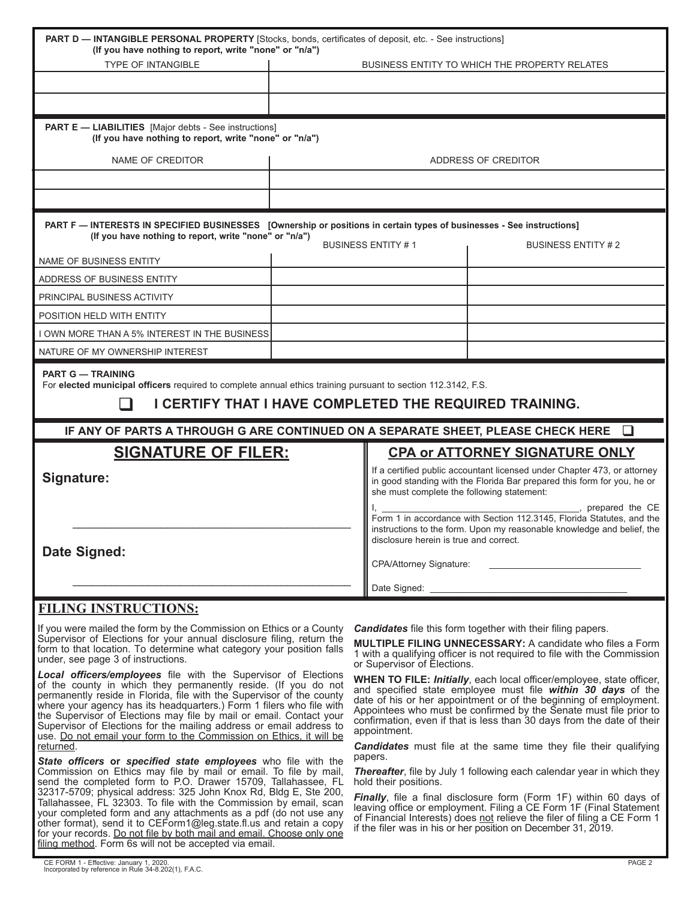**PART D — INTANGIBLE PERSONAL PROPERTY** [Stocks, bonds, certificates of deposit, etc. - See instructions]
**(If you have nothing to report, write "none" or "n/a")**

| TYPE OF INTANGIBLE | BUSINESS ENTITY TO WHICH THE PROPERTY RELATES |
|---|---|
| | |
| | |

**PART E — LIABILITIES** [Major debts - See instructions]
**(If you have nothing to report, write "none" or "n/a")**

| NAME OF CREDITOR | ADDRESS OF CREDITOR |
|---|---|
| | |
| | |

**PART F — INTERESTS IN SPECIFIED BUSINESSES [Ownership or positions in certain types of businesses - See instructions]**
**(If you have nothing to report, write "none" or "n/a")**

| | BUSINESS ENTITY # 1 | BUSINESS ENTITY # 2 |
|---|---|---|
| NAME OF BUSINESS ENTITY | | |
| ADDRESS OF BUSINESS ENTITY | | |
| PRINCIPAL BUSINESS ACTIVITY | | |
| POSITION HELD WITH ENTITY | | |
| I OWN MORE THAN A 5% INTEREST IN THE BUSINESS | | |
| NATURE OF MY OWNERSHIP INTEREST | | |

**PART G — TRAINING**
For **elected municipal officers** required to complete annual ethics training pursuant to section 112.3142, F.S.

☐ **I CERTIFY THAT I HAVE COMPLETED THE REQUIRED TRAINING.**

**IF ANY OF PARTS A THROUGH G ARE CONTINUED ON A SEPARATE SHEET, PLEASE CHECK HERE** ☐

## SIGNATURE OF FILER:

**Signature:**

\_\_\_\_\_\_\_\_\_\_\_\_\_\_\_\_\_\_\_\_\_\_\_\_\_\_\_\_\_\_\_\_\_\_\_\_\_\_\_\_\_\_\_\_

**Date Signed:**

\_\_\_\_\_\_\_\_\_\_\_\_\_\_\_\_\_\_\_\_\_\_\_\_\_\_\_\_\_\_\_\_\_\_\_\_\_\_\_\_\_\_\_\_

## CPA or ATTORNEY SIGNATURE ONLY

If a certified public accountant licensed under Chapter 473, or attorney in good standing with the Florida Bar prepared this form for you, he or she must complete the following statement:

I, \_\_\_\_\_\_\_\_\_\_\_\_\_\_\_\_\_\_\_\_\_\_\_\_\_\_\_\_\_\_\_\_\_\_\_\_, prepared the CE Form 1 in accordance with Section 112.3145, Florida Statutes, and the instructions to the form. Upon my reasonable knowledge and belief, the disclosure herein is true and correct.

CPA/Attorney Signature: \_\_\_\_\_\_\_\_\_\_\_\_\_\_\_\_\_\_\_\_\_\_\_\_\_\_\_\_

Date Signed: \_\_\_\_\_\_\_\_\_\_\_\_\_\_\_\_\_\_\_\_\_\_\_\_\_\_\_\_\_\_\_\_\_\_\_\_\_\_

## FILING INSTRUCTIONS:

If you were mailed the form by the Commission on Ethics or a County Supervisor of Elections for your annual disclosure filing, return the form to that location. To determine what category your position falls under, see page 3 of instructions.

***Local officers/employees*** file with the Supervisor of Elections of the county in which they permanently reside. (If you do not permanently reside in Florida, file with the Supervisor of the county where your agency has its headquarters.) Form 1 filers who file with the Supervisor of Elections may file by mail or email. Contact your Supervisor of Elections for the mailing address or email address to use. <u>Do not email your form to the Commission on Ethics, it will be returned</u>.

***State officers*** **or** ***specified state employees*** who file with the Commission on Ethics may file by mail or email. To file by mail, send the completed form to P.O. Drawer 15709, Tallahassee, FL 32317-5709; physical address: 325 John Knox Rd, Bldg E, Ste 200, Tallahassee, FL 32303. To file with the Commission by email, scan your completed form and any attachments as a pdf (do not use any other format), send it to CEForm1@leg.state.fl.us and retain a copy for your records. <u>Do not file by both mail and email. Choose only one filing method</u>. Form 6s will not be accepted via email.

***Candidates*** file this form together with their filing papers.

**MULTIPLE FILING UNNECESSARY:** A candidate who files a Form 1 with a qualifying officer is not required to file with the Commission or Supervisor of Elections.

**WHEN TO FILE:** ***Initially***, each local officer/employee, state officer, and specified state employee must file ***within 30 days*** of the date of his or her appointment or of the beginning of employment. Appointees who must be confirmed by the Senate must file prior to confirmation, even if that is less than 30 days from the date of their appointment.

***Candidates*** must file at the same time they file their qualifying papers.

***Thereafter***, file by July 1 following each calendar year in which they hold their positions.

***Finally***, file a final disclosure form (Form 1F) within 60 days of leaving office or employment. Filing a CE Form 1F (Final Statement of Financial Interests) does <u>not</u> relieve the filer of filing a CE Form 1 if the filer was in his or her position on December 31, 2019.

CE FORM 1 - Effective: January 1, 2020.
Incorporated by reference in Rule 34-8.202(1), F.A.C.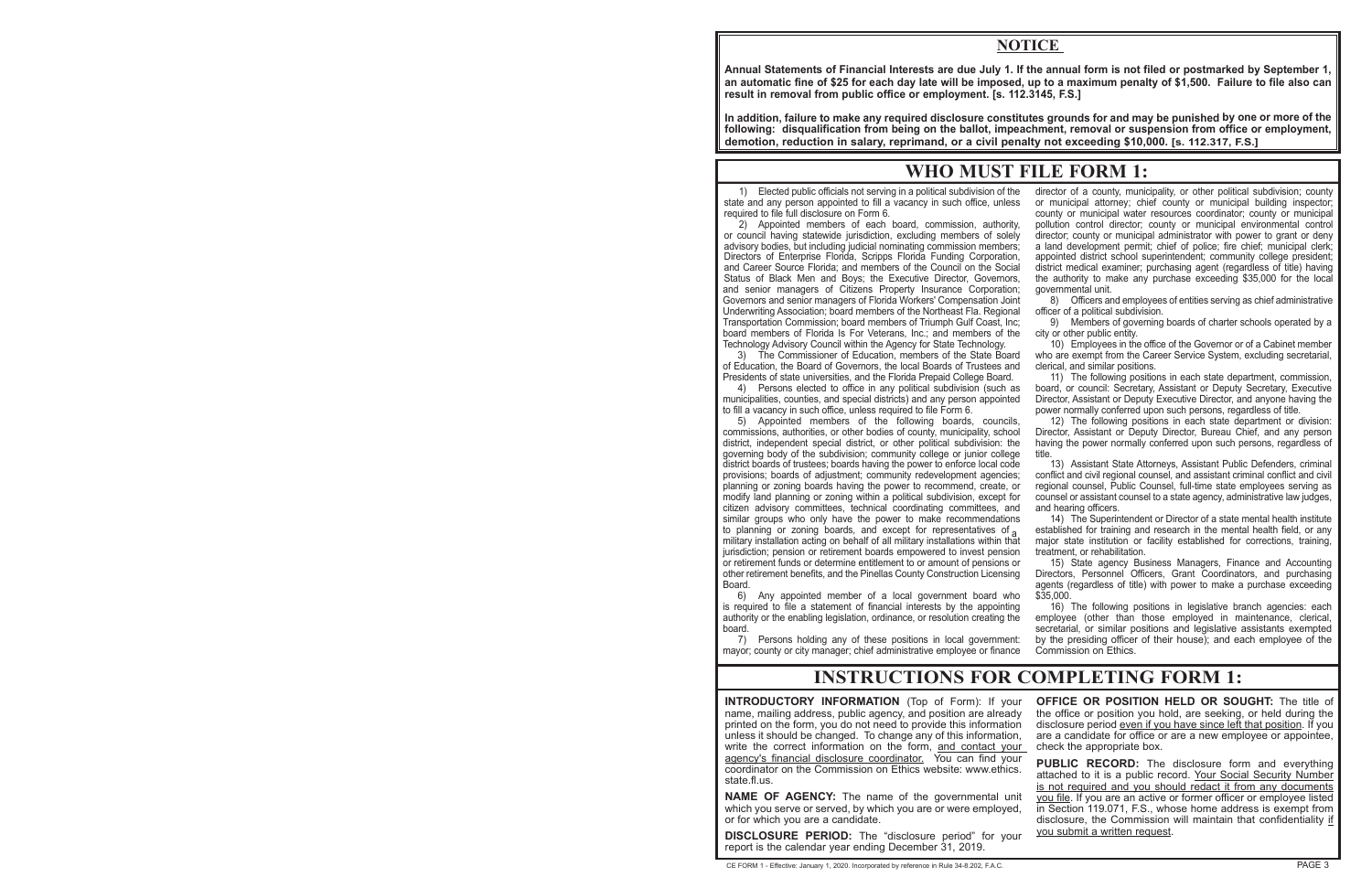## NOTICE

**Annual Statements of Financial Interests are due July 1. If the annual form is not filed or postmarked by September 1, an automatic fine of $25 for each day late will be imposed, up to a maximum penalty of $1,500. Failure to file also can result in removal from public office or employment. [s. 112.3145, F.S.]**

**In addition, failure to make any required disclosure constitutes grounds for and may be punished by one or more of the following: disqualification from being on the ballot, impeachment, removal or suspension from office or employment, demotion, reduction in salary, reprimand, or a civil penalty not exceeding $10,000. [s. 112.317, F.S.]**

# WHO MUST FILE FORM 1:

1) Elected public officials not serving in a political subdivision of the state and any person appointed to fill a vacancy in such office, unless required to file full disclosure on Form 6.

2) Appointed members of each board, commission, authority, or council having statewide jurisdiction, excluding members of solely advisory bodies, but including judicial nominating commission members; Directors of Enterprise Florida, Scripps Florida Funding Corporation, and Career Source Florida; and members of the Council on the Social Status of Black Men and Boys; the Executive Director, Governors, and senior managers of Citizens Property Insurance Corporation; Governors and senior managers of Florida Workers' Compensation Joint Underwriting Association; board members of the Northeast Fla. Regional Transportation Commission; board members of Triumph Gulf Coast, Inc; board members of Florida Is For Veterans, Inc.; and members of the Technology Advisory Council within the Agency for State Technology.

3) The Commissioner of Education, members of the State Board of Education, the Board of Governors, the local Boards of Trustees and Presidents of state universities, and the Florida Prepaid College Board.

4) Persons elected to office in any political subdivision (such as municipalities, counties, and special districts) and any person appointed to fill a vacancy in such office, unless required to file Form 6.

5) Appointed members of the following boards, councils, commissions, authorities, or other bodies of county, municipality, school district, independent special district, or other political subdivision: the governing body of the subdivision; community college or junior college district boards of trustees; boards having the power to enforce local code provisions; boards of adjustment; community redevelopment agencies; planning or zoning boards having the power to recommend, create, or modify land planning or zoning within a political subdivision, except for citizen advisory committees, technical coordinating committees, and similar groups who only have the power to make recommendations to planning or zoning boards, and except for representatives of a military installation acting on behalf of all military installations within that jurisdiction; pension or retirement boards empowered to invest pension or retirement funds or determine entitlement to or amount of pensions or other retirement benefits, and the Pinellas County Construction Licensing Board.

6) Any appointed member of a local government board who is required to file a statement of financial interests by the appointing authority or the enabling legislation, ordinance, or resolution creating the board.

7) Persons holding any of these positions in local government: mayor; county or city manager; chief administrative employee or finance director of a county, municipality, or other political subdivision; county or municipal attorney; chief county or municipal building inspector; county or municipal water resources coordinator; county or municipal pollution control director; county or municipal environmental control director; county or municipal administrator with power to grant or deny a land development permit; chief of police; fire chief; municipal clerk; appointed district school superintendent; community college president; district medical examiner; purchasing agent (regardless of title) having the authority to make any purchase exceeding $35,000 for the local governmental unit.

8) Officers and employees of entities serving as chief administrative officer of a political subdivision.

9) Members of governing boards of charter schools operated by a city or other public entity.

10) Employees in the office of the Governor or of a Cabinet member who are exempt from the Career Service System, excluding secretarial, clerical, and similar positions.

11) The following positions in each state department, commission, board, or council: Secretary, Assistant or Deputy Secretary, Executive Director, Assistant or Deputy Executive Director, and anyone having the power normally conferred upon such persons, regardless of title.

12) The following positions in each state department or division: Director, Assistant or Deputy Director, Bureau Chief, and any person having the power normally conferred upon such persons, regardless of title.

13) Assistant State Attorneys, Assistant Public Defenders, criminal conflict and civil regional counsel, and assistant criminal conflict and civil regional counsel, Public Counsel, full-time state employees serving as counsel or assistant counsel to a state agency, administrative law judges, and hearing officers.

14) The Superintendent or Director of a state mental health institute established for training and research in the mental health field, or any major state institution or facility established for corrections, training, treatment, or rehabilitation.

15) State agency Business Managers, Finance and Accounting Directors, Personnel Officers, Grant Coordinators, and purchasing agents (regardless of title) with power to make a purchase exceeding $35,000.

16) The following positions in legislative branch agencies: each employee (other than those employed in maintenance, clerical, secretarial, or similar positions and legislative assistants exempted by the presiding officer of their house); and each employee of the Commission on Ethics.

# INSTRUCTIONS FOR COMPLETING FORM 1:

**INTRODUCTORY INFORMATION** (Top of Form): If your name, mailing address, public agency, and position are already printed on the form, you do not need to provide this information unless it should be changed. To change any of this information, write the correct information on the form, and contact your agency's financial disclosure coordinator. You can find your coordinator on the Commission on Ethics website: www.ethics.state.fl.us.

**NAME OF AGENCY:** The name of the governmental unit which you serve or served, by which you are or were employed, or for which you are a candidate.

**DISCLOSURE PERIOD:** The "disclosure period" for your report is the calendar year ending December 31, 2019.

**OFFICE OR POSITION HELD OR SOUGHT:** The title of the office or position you hold, are seeking, or held during the disclosure period even if you have since left that position. If you are a candidate for office or are a new employee or appointee, check the appropriate box.

**PUBLIC RECORD:** The disclosure form and everything attached to it is a public record. Your Social Security Number is not required and you should redact it from any documents you file. If you are an active or former officer or employee listed in Section 119.071, F.S., whose home address is exempt from disclosure, the Commission will maintain that confidentiality if you submit a written request.

CE FORM 1 - Effective: January 1, 2020. Incorporated by reference in Rule 34-8.202, F.A.C.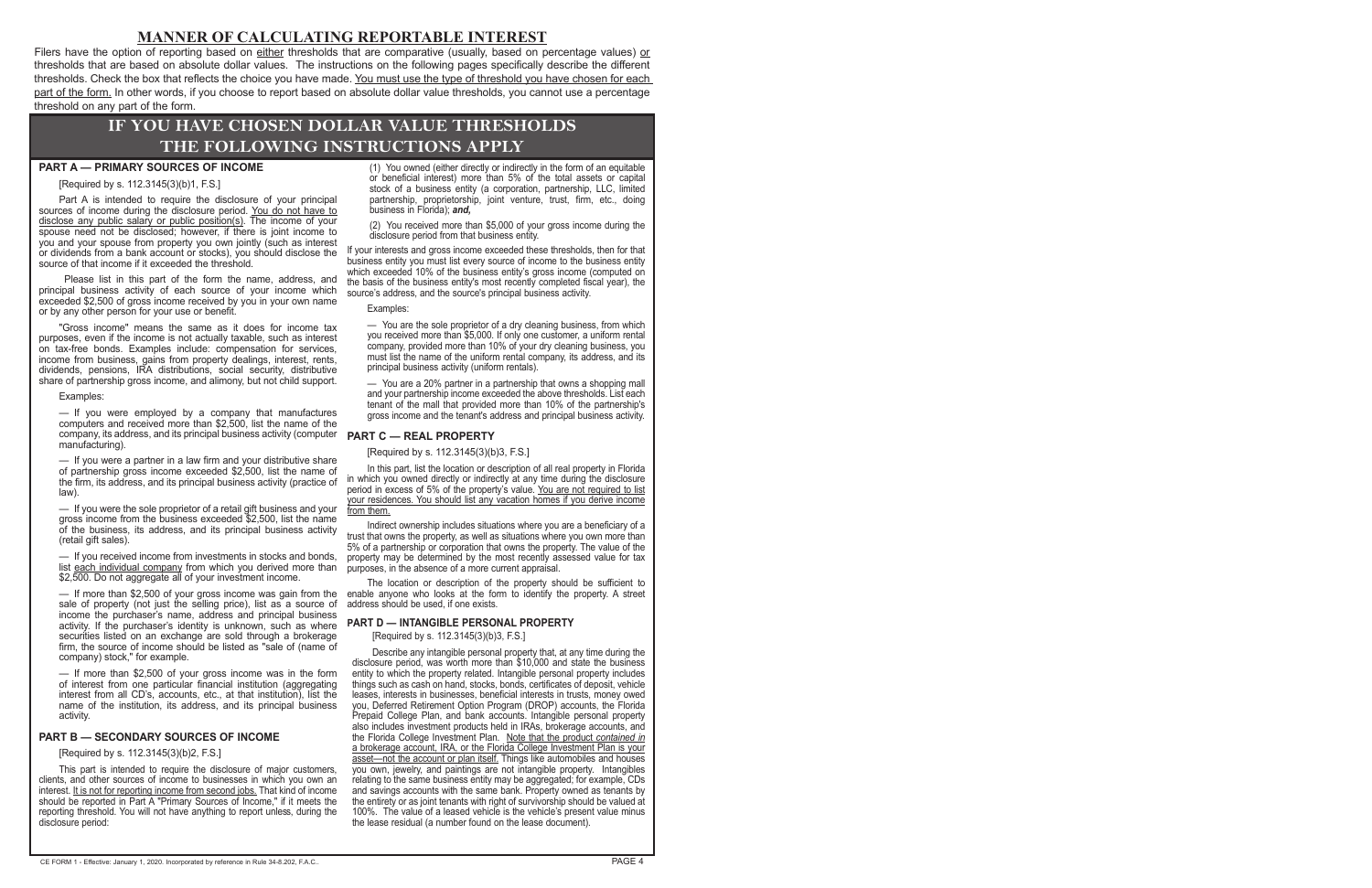## MANNER OF CALCULATING REPORTABLE INTEREST

Filers have the option of reporting based on either thresholds that are comparative (usually, based on percentage values) or thresholds that are based on absolute dollar values. The instructions on the following pages specifically describe the different thresholds. Check the box that reflects the choice you have made. You must use the type of threshold you have chosen for each part of the form. In other words, if you choose to report based on absolute dollar value thresholds, you cannot use a percentage threshold on any part of the form.

# IF YOU HAVE CHOSEN DOLLAR VALUE THRESHOLDS THE FOLLOWING INSTRUCTIONS APPLY

### PART A — PRIMARY SOURCES OF INCOME

[Required by s. 112.3145(3)(b)1, F.S.]

Part A is intended to require the disclosure of your principal sources of income during the disclosure period. You do not have to disclose any public salary or public position(s). The income of your spouse need not be disclosed; however, if there is joint income to you and your spouse from property you own jointly (such as interest or dividends from a bank account or stocks), you should disclose the source of that income if it exceeded the threshold.

Please list in this part of the form the name, address, and principal business activity of each source of your income which exceeded $2,500 of gross income received by you in your own name or by any other person for your use or benefit.

"Gross income" means the same as it does for income tax purposes, even if the income is not actually taxable, such as interest on tax-free bonds. Examples include: compensation for services, income from business, gains from property dealings, interest, rents, dividends, pensions, IRA distributions, social security, distributive share of partnership gross income, and alimony, but not child support.

Examples:

— If you were employed by a company that manufactures computers and received more than $2,500, list the name of the company, its address, and its principal business activity (computer manufacturing).

— If you were a partner in a law firm and your distributive share of partnership gross income exceeded $2,500, list the name of the firm, its address, and its principal business activity (practice of law).

— If you were the sole proprietor of a retail gift business and your gross income from the business exceeded $2,500, list the name of the business, its address, and its principal business activity (retail gift sales).

— If you received income from investments in stocks and bonds, list each individual company from which you derived more than $2,500. Do not aggregate all of your investment income.

— If more than $2,500 of your gross income was gain from the sale of property (not just the selling price), list as a source of income the purchaser's name, address and principal business activity. If the purchaser's identity is unknown, such as where securities listed on an exchange are sold through a brokerage firm, the source of income should be listed as "sale of (name of company) stock," for example.

— If more than $2,500 of your gross income was in the form of interest from one particular financial institution (aggregating interest from all CD's, accounts, etc., at that institution), list the name of the institution, its address, and its principal business activity.

### PART B — SECONDARY SOURCES OF INCOME

[Required by s. 112.3145(3)(b)2, F.S.]

This part is intended to require the disclosure of major customers, clients, and other sources of income to businesses in which you own an interest. It is not for reporting income from second jobs. That kind of income should be reported in Part A "Primary Sources of Income," if it meets the reporting threshold. You will not have anything to report unless, during the disclosure period:

(1) You owned (either directly or indirectly in the form of an equitable or beneficial interest) more than 5% of the total assets or capital stock of a business entity (a corporation, partnership, LLC, limited partnership, proprietorship, joint venture, trust, firm, etc., doing business in Florida); ***and,***

(2) You received more than $5,000 of your gross income during the disclosure period from that business entity.

If your interests and gross income exceeded these thresholds, then for that business entity you must list every source of income to the business entity which exceeded 10% of the business entity's gross income (computed on the basis of the business entity's most recently completed fiscal year), the source's address, and the source's principal business activity.

Examples:

— You are the sole proprietor of a dry cleaning business, from which you received more than $5,000. If only one customer, a uniform rental company, provided more than 10% of your dry cleaning business, you must list the name of the uniform rental company, its address, and its principal business activity (uniform rentals).

— You are a 20% partner in a partnership that owns a shopping mall and your partnership income exceeded the above thresholds. List each tenant of the mall that provided more than 10% of the partnership's gross income and the tenant's address and principal business activity.

### PART C — REAL PROPERTY

[Required by s. 112.3145(3)(b)3, F.S.]

In this part, list the location or description of all real property in Florida in which you owned directly or indirectly at any time during the disclosure period in excess of 5% of the property's value. You are not required to list your residences. You should list any vacation homes if you derive income from them.

Indirect ownership includes situations where you are a beneficiary of a trust that owns the property, as well as situations where you own more than 5% of a partnership or corporation that owns the property. The value of the property may be determined by the most recently assessed value for tax purposes, in the absence of a more current appraisal.

The location or description of the property should be sufficient to enable anyone who looks at the form to identify the property. A street address should be used, if one exists.

### PART D — INTANGIBLE PERSONAL PROPERTY

[Required by s. 112.3145(3)(b)3, F.S.]

Describe any intangible personal property that, at any time during the disclosure period, was worth more than $10,000 and state the business entity to which the property related. Intangible personal property includes things such as cash on hand, stocks, bonds, certificates of deposit, vehicle leases, interests in businesses, beneficial interests in trusts, money owed you, Deferred Retirement Option Program (DROP) accounts, the Florida Prepaid College Plan, and bank accounts. Intangible personal property also includes investment products held in IRAs, brokerage accounts, and the Florida College Investment Plan. Note that the product *contained in* a brokerage account, IRA, or the Florida College Investment Plan is your asset—not the account or plan itself. Things like automobiles and houses you own, jewelry, and paintings are not intangible property. Intangibles relating to the same business entity may be aggregated; for example, CDs and savings accounts with the same bank. Property owned as tenants by the entirety or as joint tenants with right of survivorship should be valued at 100%. The value of a leased vehicle is the vehicle's present value minus the lease residual (a number found on the lease document).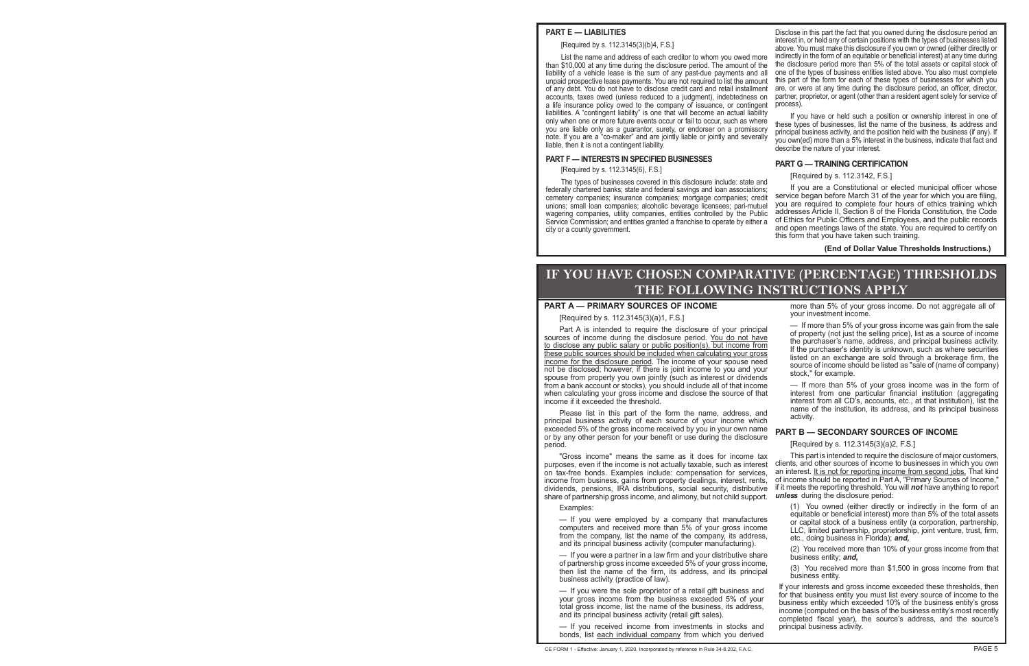## PART E — LIABILITIES

[Required by s. 112.3145(3)(b)4, F.S.]

List the name and address of each creditor to whom you owed more than $10,000 at any time during the disclosure period. The amount of the liability of a vehicle lease is the sum of any past-due payments and all unpaid prospective lease payments. You are not required to list the amount of any debt. You do not have to disclose credit card and retail installment accounts, taxes owed (unless reduced to a judgment), indebtedness on a life insurance policy owed to the company of issuance, or contingent liabilities. A "contingent liability" is one that will become an actual liability only when one or more future events occur or fail to occur, such as where you are liable only as a guarantor, surety, or endorser on a promissory note. If you are a "co-maker" and are jointly liable or jointly and severally liable, then it is not a contingent liability.

## PART F — INTERESTS IN SPECIFIED BUSINESSES

[Required by s. 112.3145(6), F.S.]

The types of businesses covered in this disclosure include: state and federally chartered banks; state and federal savings and loan associations; cemetery companies; insurance companies; mortgage companies; credit unions; small loan companies; alcoholic beverage licensees; pari-mutuel wagering companies, utility companies, entities controlled by the Public Service Commission; and entities granted a franchise to operate by either a city or a county government.

Disclose in this part the fact that you owned during the disclosure period an interest in, or held any of certain positions with the types of businesses listed above. You must make this disclosure if you own or owned (either directly or indirectly in the form of an equitable or beneficial interest) at any time during the disclosure period more than 5% of the total assets or capital stock of one of the types of business entities listed above. You also must complete this part of the form for each of these types of businesses for which you are, or were at any time during the disclosure period, an officer, director, partner, proprietor, or agent (other than a resident agent solely for service of process).

If you have or held such a position or ownership interest in one of these types of businesses, list the name of the business, its address and principal business activity, and the position held with the business (if any). If you own(ed) more than a 5% interest in the business, indicate that fact and describe the nature of your interest.

## PART G — TRAINING CERTIFICATION

[Required by s. 112.3142, F.S.]

If you are a Constitutional or elected municipal officer whose service began before March 31 of the year for which you are filing, you are required to complete four hours of ethics training which addresses Article II, Section 8 of the Florida Constitution, the Code of Ethics for Public Officers and Employees, and the public records and open meetings laws of the state. You are required to certify on this form that you have taken such training.

**(End of Dollar Value Thresholds Instructions.)**

# IF YOU HAVE CHOSEN COMPARATIVE (PERCENTAGE) THRESHOLDS THE FOLLOWING INSTRUCTIONS APPLY

## PART A — PRIMARY SOURCES OF INCOME

[Required by s. 112.3145(3)(a)1, F.S.]

Part A is intended to require the disclosure of your principal sources of income during the disclosure period. You do not have to disclose any public salary or public position(s), but income from these public sources should be included when calculating your gross income for the disclosure period. The income of your spouse need not be disclosed; however, if there is joint income to you and your spouse from property you own jointly (such as interest or dividends from a bank account or stocks), you should include all of that income when calculating your gross income and disclose the source of that income if it exceeded the threshold.

Please list in this part of the form the name, address, and principal business activity of each source of your income which exceeded 5% of the gross income received by you in your own name or by any other person for your benefit or use during the disclosure period.

"Gross income" means the same as it does for income tax purposes, even if the income is not actually taxable, such as interest on tax-free bonds. Examples include: compensation for services, income from business, gains from property dealings, interest, rents, dividends, pensions, IRA distributions, social security, distributive share of partnership gross income, and alimony, but not child support.

Examples:

— If you were employed by a company that manufactures computers and received more than 5% of your gross income from the company, list the name of the company, its address, and its principal business activity (computer manufacturing).

— If you were a partner in a law firm and your distributive share of partnership gross income exceeded 5% of your gross income, then list the name of the firm, its address, and its principal business activity (practice of law).

— If you were the sole proprietor of a retail gift business and your gross income from the business exceeded 5% of your total gross income, list the name of the business, its address, and its principal business activity (retail gift sales).

— If you received income from investments in stocks and bonds, list each individual company from which you derived more than 5% of your gross income. Do not aggregate all of your investment income.

— If more than 5% of your gross income was gain from the sale of property (not just the selling price), list as a source of income the purchaser's name, address, and principal business activity. If the purchaser's identity is unknown, such as where securities listed on an exchange are sold through a brokerage firm, the source of income should be listed as "sale of (name of company) stock," for example.

— If more than 5% of your gross income was in the form of interest from one particular financial institution (aggregating interest from all CD's, accounts, etc., at that institution), list the name of the institution, its address, and its principal business activity.

## PART B — SECONDARY SOURCES OF INCOME

[Required by s. 112.3145(3)(a)2, F.S.]

This part is intended to require the disclosure of major customers, clients, and other sources of income to businesses in which you own an interest. It is not for reporting income from second jobs. That kind of income should be reported in Part A, "Primary Sources of Income," if it meets the reporting threshold. You will ***not*** have anything to report ***unless*** during the disclosure period:

(1) You owned (either directly or indirectly in the form of an equitable or beneficial interest) more than 5% of the total assets or capital stock of a business entity (a corporation, partnership, LLC, limited partnership, proprietorship, joint venture, trust, firm, etc., doing business in Florida); ***and,***

(2) You received more than 10% of your gross income from that business entity; ***and,***

(3) You received more than $1,500 in gross income from that business entity.

If your interests and gross income exceeded these thresholds, then for that business entity you must list every source of income to the business entity which exceeded 10% of the business entity's gross income (computed on the basis of the business entity's most recently completed fiscal year), the source's address, and the source's principal business activity.

CE FORM 1 - Effective: January 1, 2020. Incorporated by reference in Rule 34-8.202, F.A.C.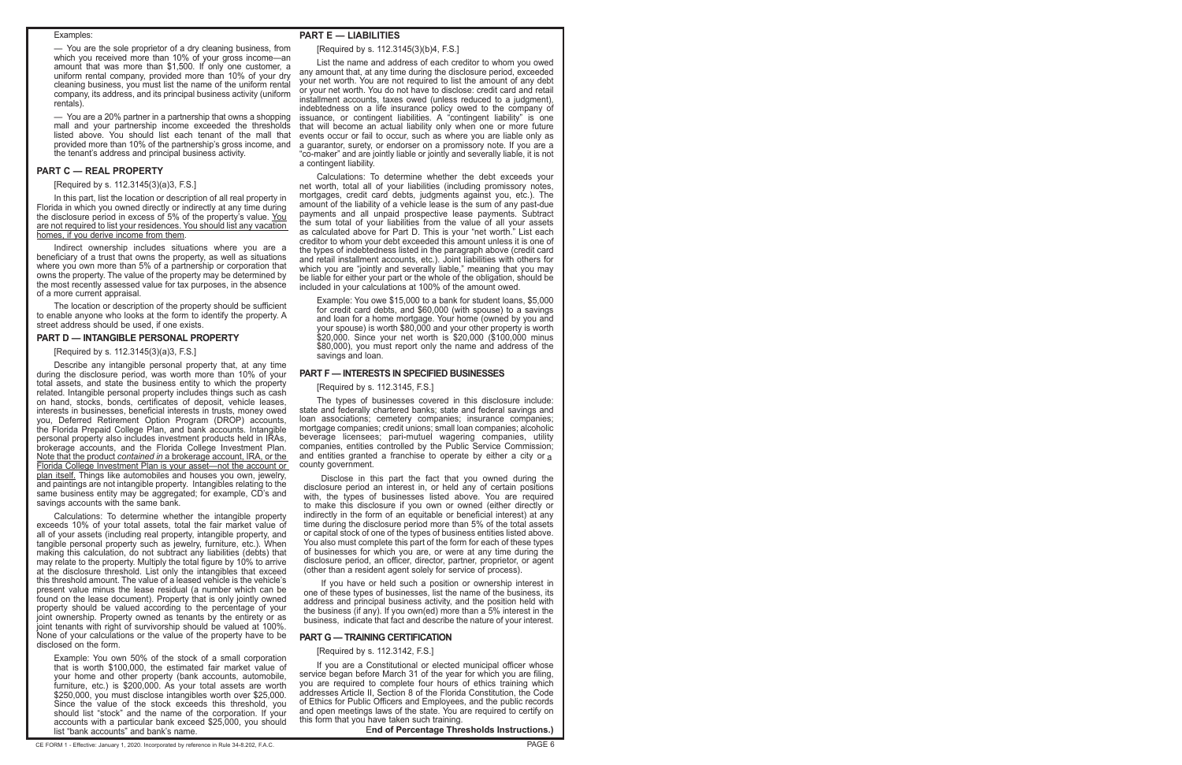Examples:

— You are the sole proprietor of a dry cleaning business, from which you received more than 10% of your gross income—an amount that was more than $1,500. If only one customer, a uniform rental company, provided more than 10% of your dry cleaning business, you must list the name of the uniform rental company, its address, and its principal business activity (uniform rentals).

— You are a 20% partner in a partnership that owns a shopping mall and your partnership income exceeded the thresholds listed above. You should list each tenant of the mall that provided more than 10% of the partnership's gross income, and the tenant's address and principal business activity.

## PART C — REAL PROPERTY

[Required by s. 112.3145(3)(a)3, F.S.]

In this part, list the location or description of all real property in Florida in which you owned directly or indirectly at any time during the disclosure period in excess of 5% of the property's value. You are not required to list your residences. You should list any vacation homes, if you derive income from them.

Indirect ownership includes situations where you are a beneficiary of a trust that owns the property, as well as situations where you own more than 5% of a partnership or corporation that owns the property. The value of the property may be determined by the most recently assessed value for tax purposes, in the absence of a more current appraisal.

The location or description of the property should be sufficient to enable anyone who looks at the form to identify the property. A street address should be used, if one exists.

## PART D — INTANGIBLE PERSONAL PROPERTY

[Required by s. 112.3145(3)(a)3, F.S.]

Describe any intangible personal property that, at any time during the disclosure period, was worth more than 10% of your total assets, and state the business entity to which the property related. Intangible personal property includes things such as cash on hand, stocks, bonds, certificates of deposit, vehicle leases, interests in businesses, beneficial interests in trusts, money owed you, Deferred Retirement Option Program (DROP) accounts, the Florida Prepaid College Plan, and bank accounts. Intangible personal property also includes investment products held in IRAs, brokerage accounts, and the Florida College Investment Plan. Note that the product *contained in* a brokerage account, IRA, or the Florida College Investment Plan is your asset—not the account or plan itself. Things like automobiles and houses you own, jewelry, and paintings are not intangible property. Intangibles relating to the same business entity may be aggregated; for example, CD's and savings accounts with the same bank.

Calculations: To determine whether the intangible property exceeds 10% of your total assets, total the fair market value of all of your assets (including real property, intangible property, and tangible personal property such as jewelry, furniture, etc.). When making this calculation, do not subtract any liabilities (debts) that may relate to the property. Multiply the total figure by 10% to arrive at the disclosure threshold. List only the intangibles that exceed this threshold amount. The value of a leased vehicle is the vehicle's present value minus the lease residual (a number which can be found on the lease document). Property that is only jointly owned property should be valued according to the percentage of your joint ownership. Property owned as tenants by the entirety or as joint tenants with right of survivorship should be valued at 100%. None of your calculations or the value of the property have to be disclosed on the form.

> Example: You own 50% of the stock of a small corporation that is worth $100,000, the estimated fair market value of your home and other property (bank accounts, automobile, furniture, etc.) is $200,000. As your total assets are worth $250,000, you must disclose intangibles worth over $25,000. Since the value of the stock exceeds this threshold, you should list "stock" and the name of the corporation. If your accounts with a particular bank exceed $25,000, you should list "bank accounts" and bank's name.

## PART E — LIABILITIES

[Required by s. 112.3145(3)(b)4, F.S.]

List the name and address of each creditor to whom you owed any amount that, at any time during the disclosure period, exceeded your net worth. You are not required to list the amount of any debt or your net worth. You do not have to disclose: credit card and retail installment accounts, taxes owed (unless reduced to a judgment), indebtedness on a life insurance policy owed to the company of issuance, or contingent liabilities. A "contingent liability" is one that will become an actual liability only when one or more future events occur or fail to occur, such as where you are liable only as a guarantor, surety, or endorser on a promissory note. If you are a "co-maker" and are jointly liable or jointly and severally liable, it is not a contingent liability.

Calculations: To determine whether the debt exceeds your net worth, total all of your liabilities (including promissory notes, mortgages, credit card debts, judgments against you, etc.). The amount of the liability of a vehicle lease is the sum of any past-due payments and all unpaid prospective lease payments. Subtract the sum total of your liabilities from the value of all your assets as calculated above for Part D. This is your "net worth." List each creditor to whom your debt exceeded this amount unless it is one of the types of indebtedness listed in the paragraph above (credit card and retail installment accounts, etc.). Joint liabilities with others for which you are "jointly and severally liable," meaning that you may be liable for either your part or the whole of the obligation, should be included in your calculations at 100% of the amount owed.

> Example: You owe $15,000 to a bank for student loans, $5,000 for credit card debts, and $60,000 (with spouse) to a savings and loan for a home mortgage. Your home (owned by you and your spouse) is worth $80,000 and your other property is worth $20,000. Since your net worth is $20,000 ($100,000 minus $80,000), you must report only the name and address of the savings and loan.

## PART F — INTERESTS IN SPECIFIED BUSINESSES

[Required by s. 112.3145, F.S.]

The types of businesses covered in this disclosure include: state and federally chartered banks; state and federal savings and loan associations; cemetery companies; insurance companies; mortgage companies; credit unions; small loan companies; alcoholic beverage licensees; pari-mutuel wagering companies, utility companies, entities controlled by the Public Service Commission; and entities granted a franchise to operate by either a city or a county government.

Disclose in this part the fact that you owned during the disclosure period an interest in, or held any of certain positions with, the types of businesses listed above. You are required to make this disclosure if you own or owned (either directly or indirectly in the form of an equitable or beneficial interest) at any time during the disclosure period more than 5% of the total assets or capital stock of one of the types of business entities listed above. You also must complete this part of the form for each of these types of businesses for which you are, or were at any time during the disclosure period, an officer, director, partner, proprietor, or agent (other than a resident agent solely for service of process).

If you have or held such a position or ownership interest in one of these types of businesses, list the name of the business, its address and principal business activity, and the position held with the business (if any). If you own(ed) more than a 5% interest in the business, indicate that fact and describe the nature of your interest.

## PART G — TRAINING CERTIFICATION

[Required by s. 112.3142, F.S.]

If you are a Constitutional or elected municipal officer whose service began before March 31 of the year for which you are filing, you are required to complete four hours of ethics training which addresses Article II, Section 8 of the Florida Constitution, the Code of Ethics for Public Officers and Employees, and the public records and open meetings laws of the state. You are required to certify on this form that you have taken such training.

**(End of Percentage Thresholds Instructions.)**